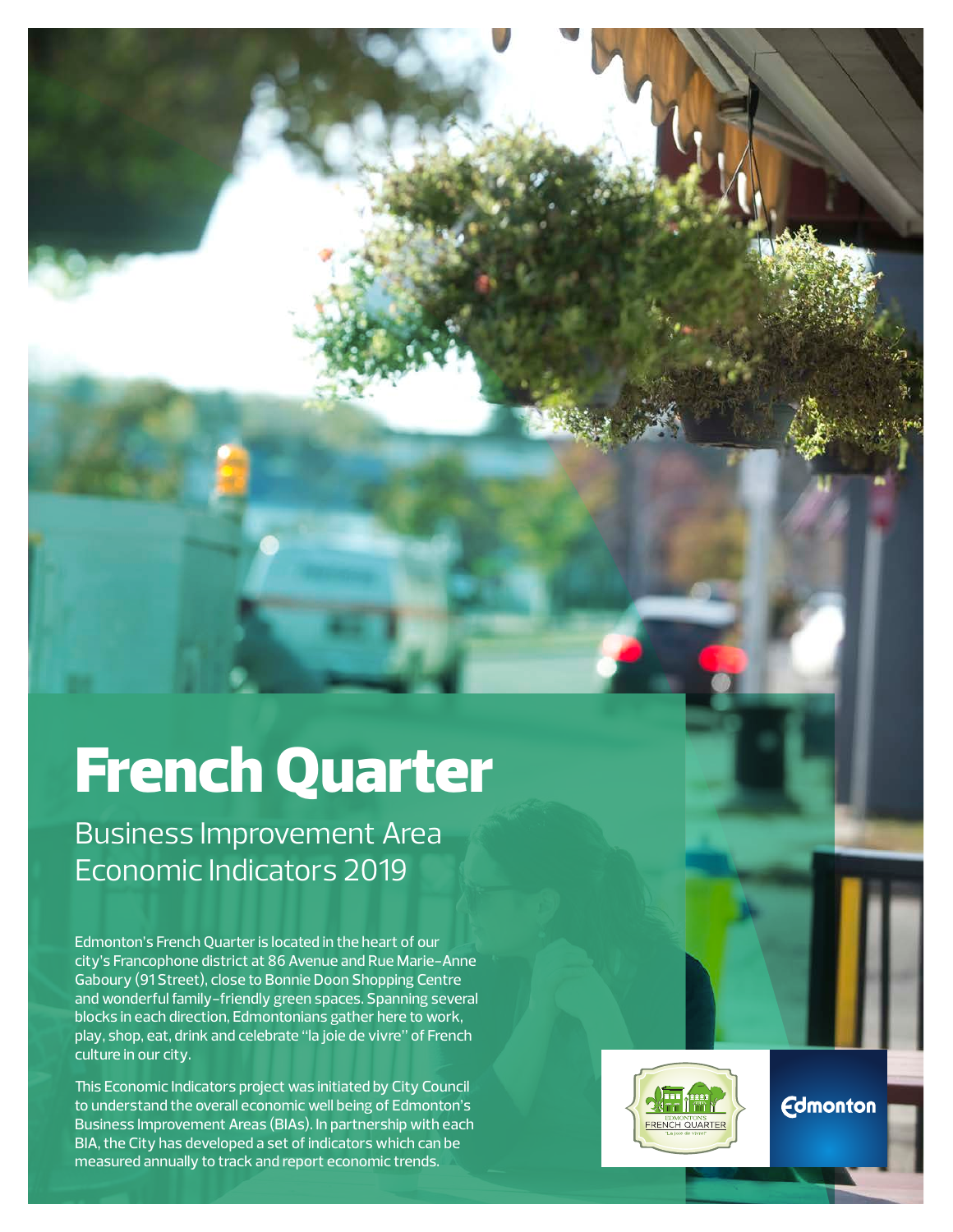# French Quarter

## Business Improvement Area Economic Indicators 2019

Edmonton's French Quarter is located in the heart of our city's Francophone district at 86 Avenue and Rue Marie-Anne Gaboury (91 Street), close to Bonnie Doon Shopping Centre and wonderful family-friendly green spaces. Spanning several blocks in each direction, Edmontonians gather here to work, play, shop, eat, drink and celebrate "la joie de vivre" of French culture in our city.

This Economic Indicators project was initiated by City Council to understand the overall economic well being of Edmonton's Business Improvement Areas (BIAs). In partnership with each BIA, the City has developed a set of indicators which can be measured annually to track and report economic trends.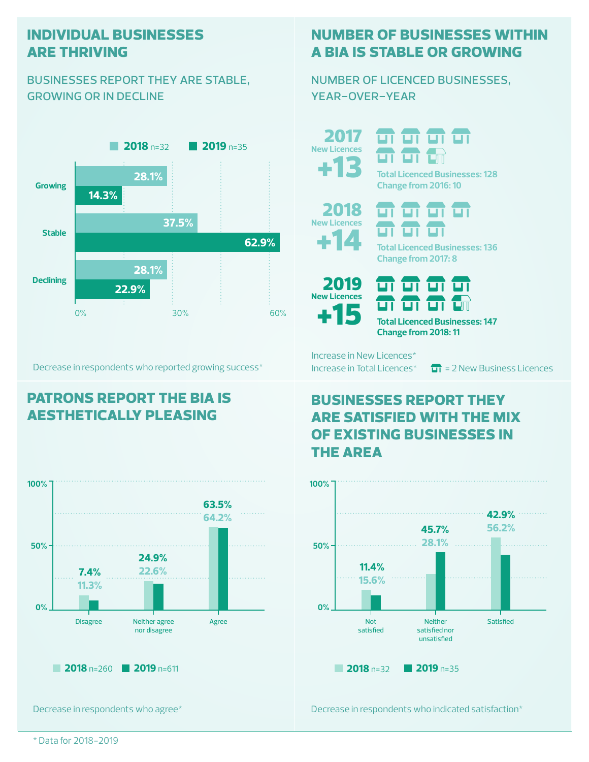## INDIVIDUAL BUSINESSES ARE THRIVING

### BUSINESSES REPORT THEY ARE STABLE, GROWING OR IN DECLINE

| | 2018 n=32 | 2019 n=35 |
|---|---|---|
| Growing | 28.1% | 14.3% |
| Stable | 37.5% | 62.9% |
| Declining | 28.1% | 22.9% |

Decrease in respondents who reported growing success*

## NUMBER OF BUSINESSES WITHIN A BIA IS STABLE OR GROWING

### NUMBER OF LICENCED BUSINESSES, YEAR-OVER-YEAR

**2017** New Licences **+13**
Total Licenced Businesses: 128
Change from 2016: 10

**2018** New Licences **+14**
Total Licenced Businesses: 136
Change from 2017: 8

**2019** New Licences **+15**
Total Licenced Businesses: 147
Change from 2018: 11

Increase in New Licences*
Increase in Total Licences*

= 2 New Business Licences

## PATRONS REPORT THE BIA IS AESTHETICALLY PLEASING

| | 2018 n=260 | 2019 n=611 |
|---|---|---|
| Disagree | 11.3% | 7.4% |
| Neither agree nor disagree | 22.6% | 24.9% |
| Agree | 64.2% | 63.5% |

Decrease in respondents who agree*

## BUSINESSES REPORT THEY ARE SATISFIED WITH THE MIX OF EXISTING BUSINESSES IN THE AREA

| | 2018 n=32 | 2019 n=35 |
|---|---|---|
| Not satisfied | 15.6% | 11.4% |
| Neither satisfied nor unsatisfied | 28.1% | 45.7% |
| Satisfied | 56.2% | 42.9% |

Decrease in respondents who indicated satisfaction*

* Data for 2018–2019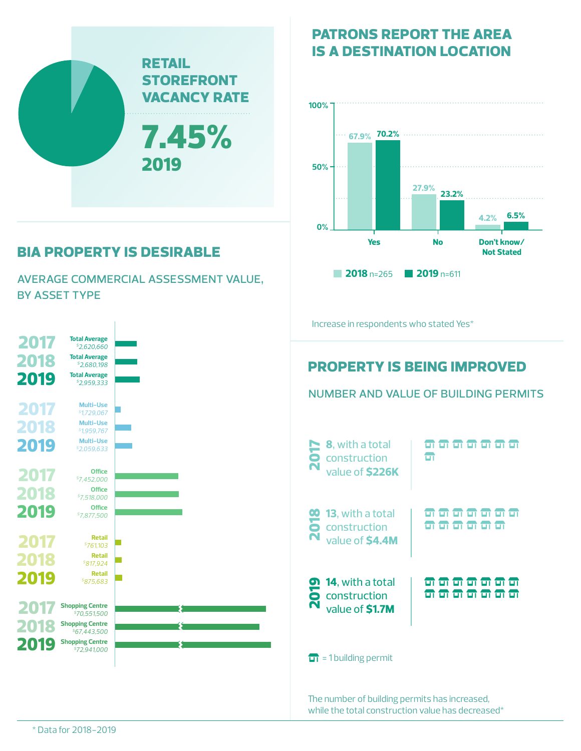## RETAIL STOREFRONT VACANCY RATE

**7.45%**

**2019**

## PATRONS REPORT THE AREA IS A DESTINATION LOCATION

| | 2018 n=265 | 2019 n=611 |
|---|---|---|
| Yes | 67.9% | 70.2% |
| No | 27.9% | 23.2% |
| Don't know/ Not Stated | 4.2% | 6.5% |

Increase in respondents who stated Yes*

## BIA PROPERTY IS DESIRABLE

AVERAGE COMMERCIAL ASSESSMENT VALUE, BY ASSET TYPE

| Asset Type | 2017 | 2018 | 2019 |
|---|---|---|---|
| Total Average | $2,620,660 | $2,680,198 | $2,959,333 |
| Multi-Use | $1,729,067 | $1,959,767 | $2,059,633 |
| Office | $7,452,000 | $7,518,000 | $7,877,500 |
| Retail | $761,103 | $817,924 | $875,683 |
| Shopping Centre | $70,551,500 | $67,443,500 | $72,941,000 |

## PROPERTY IS BEING IMPROVED

NUMBER AND VALUE OF BUILDING PERMITS

- **2017** — **8**, with a total construction value of **$226K**
- **2018** — **13**, with a total construction value of **$4.4M**
- **2019** — **14**, with a total construction value of **$1.7M**

= 1 building permit

The number of building permits has increased, while the total construction value has decreased*

* Data for 2018–2019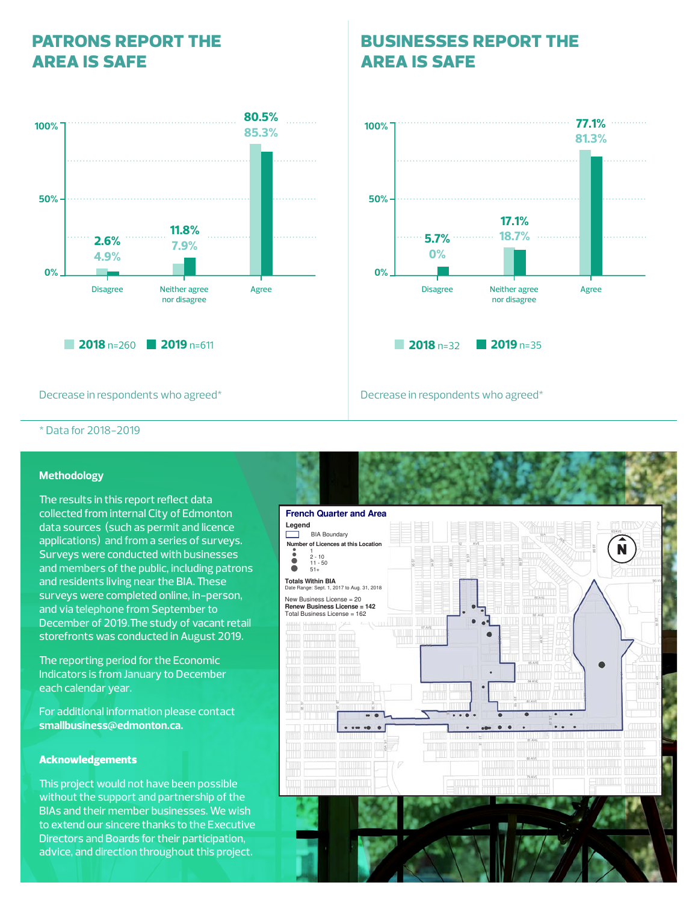## PATRONS REPORT THE AREA IS SAFE

100%
50%
0%

2.6%
4.9%
Disagree

11.8%
7.9%
Neither agree nor disagree

80.5%
85.3%
Agree

**2018** n=260 **2019** n=611

Decrease in respondents who agreed*

## BUSINESSES REPORT THE AREA IS SAFE

100%
50%
0%

5.7%
0%
Disagree

17.1%
18.7%
Neither agree nor disagree

77.1%
81.3%
Agree

**2018** n=32 **2019** n=35

Decrease in respondents who agreed*

\* Data for 2018–2019

### Methodology

The results in this report reflect data collected from internal City of Edmonton data sources (such as permit and licence applications) and from a series of surveys. Surveys were conducted with businesses and members of the public, including patrons and residents living near the BIA. These surveys were completed online, in-person, and via telephone from September to December of 2019.The study of vacant retail storefronts was conducted in August 2019.

The reporting period for the Economic Indicators is from January to December each calendar year.

For additional information please contact **smallbusiness@edmonton.ca.**

### Acknowledgements

This project would not have been possible without the support and partnership of the BIAs and their member businesses. We wish to extend our sincere thanks to the Executive Directors and Boards for their participation, advice, and direction throughout this project.

**French Quarter and Area**

**Legend**

BIA Boundary

**Number of Licences at this Location**

1
2 - 10
11 - 50
51+

**Totals Within BIA**
Date Range: Sept. 1, 2017 to Aug. 31, 2018

New Business License = 20
**Renew Business License = 142**
Total Business License = 162

N